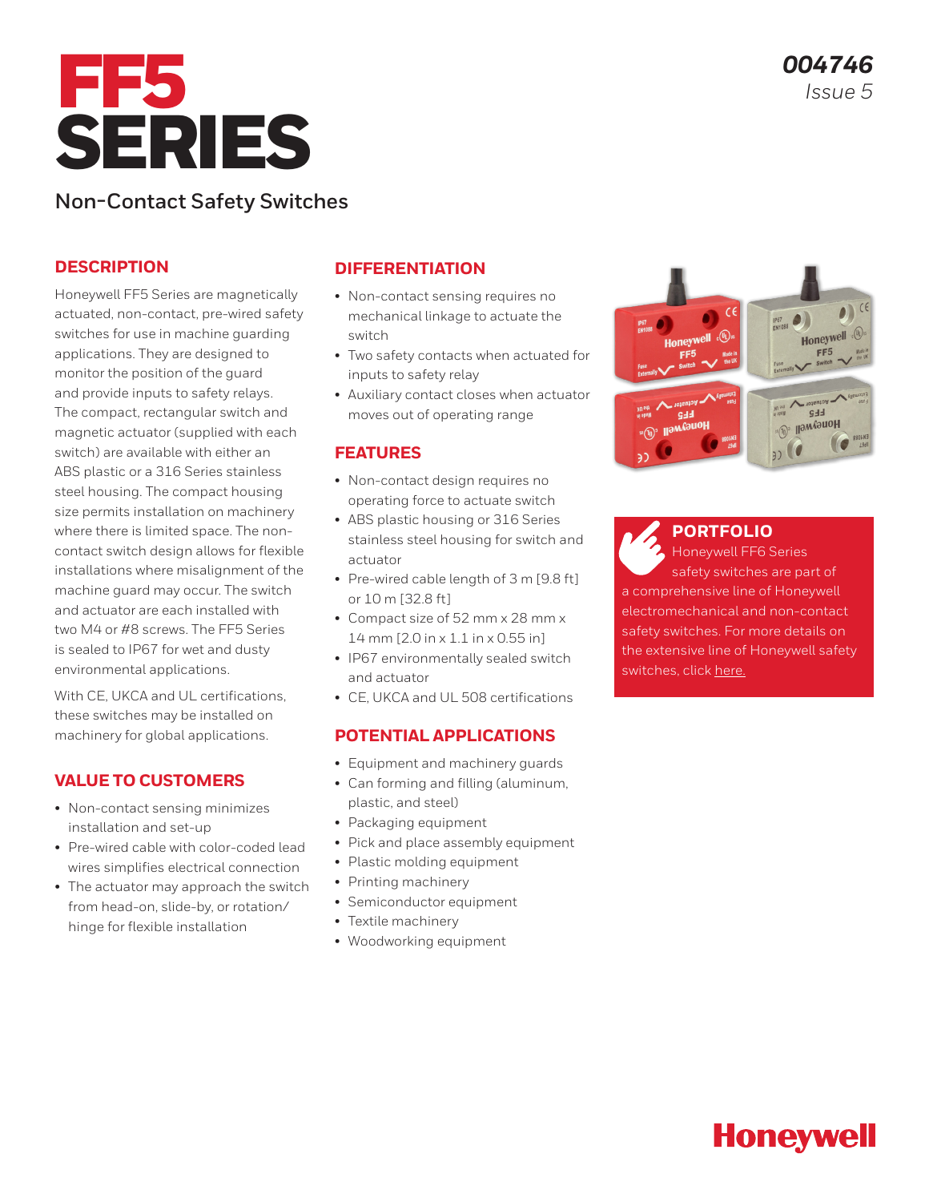# FF5 SERIES

*004746*
*Issue 5*

## Non-Contact Safety Switches

### DESCRIPTION

Honeywell FF5 Series are magnetically actuated, non-contact, pre-wired safety switches for use in machine guarding applications. They are designed to monitor the position of the guard and provide inputs to safety relays. The compact, rectangular switch and magnetic actuator (supplied with each switch) are available with either an ABS plastic or a 316 Series stainless steel housing. The compact housing size permits installation on machinery where there is limited space. The non-contact switch design allows for flexible installations where misalignment of the machine guard may occur. The switch and actuator are each installed with two M4 or #8 screws. The FF5 Series is sealed to IP67 for wet and dusty environmental applications.

With CE, UKCA and UL certifications, these switches may be installed on machinery for global applications.

### VALUE TO CUSTOMERS

- Non-contact sensing minimizes installation and set-up
- Pre-wired cable with color-coded lead wires simplifies electrical connection
- The actuator may approach the switch from head-on, slide-by, or rotation/hinge for flexible installation

### DIFFERENTIATION

- Non-contact sensing requires no mechanical linkage to actuate the switch
- Two safety contacts when actuated for inputs to safety relay
- Auxiliary contact closes when actuator moves out of operating range

### FEATURES

- Non-contact design requires no operating force to actuate switch
- ABS plastic housing or 316 Series stainless steel housing for switch and actuator
- Pre-wired cable length of 3 m [9.8 ft] or 10 m [32.8 ft]
- Compact size of 52 mm x 28 mm x 14 mm [2.0 in x 1.1 in x 0.55 in]
- IP67 environmentally sealed switch and actuator
- CE, UKCA and UL 508 certifications

### POTENTIAL APPLICATIONS

- Equipment and machinery guards
- Can forming and filling (aluminum, plastic, and steel)
- Packaging equipment
- Pick and place assembly equipment
- Plastic molding equipment
- Printing machinery
- Semiconductor equipment
- Textile machinery
- Woodworking equipment

### PORTFOLIO

Honeywell FF6 Series safety switches are part of a comprehensive line of Honeywell electromechanical and non-contact safety switches. For more details on the extensive line of Honeywell safety switches, click here.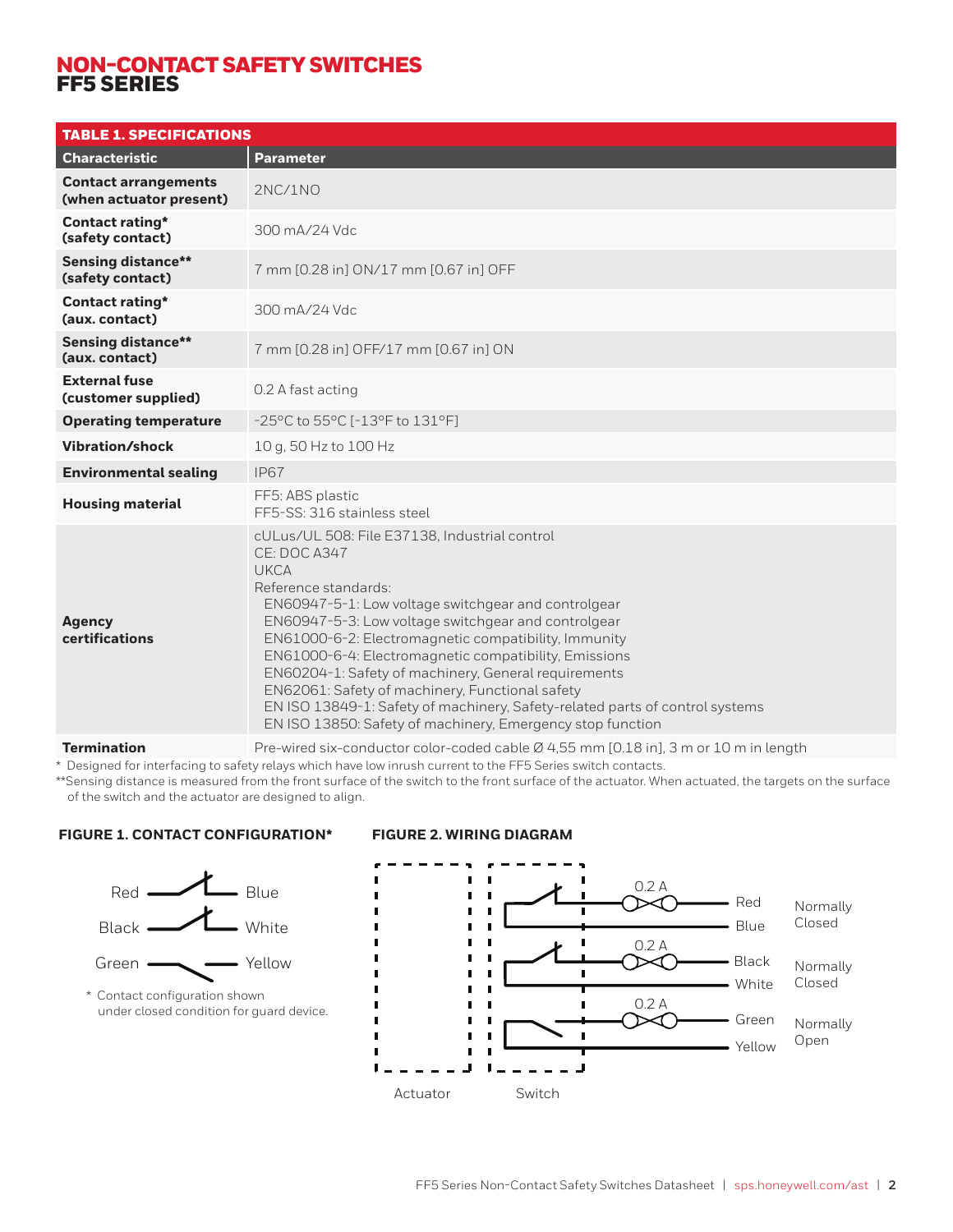# NON-CONTACT SAFETY SWITCHES
## FF5 SERIES

**TABLE 1. SPECIFICATIONS**

| Characteristic | Parameter |
|---|---|
| **Contact arrangements (when actuator present)** | 2NC/1NO |
| **Contact rating* (safety contact)** | 300 mA/24 Vdc |
| **Sensing distance** (safety contact)** | 7 mm [0.28 in] ON/17 mm [0.67 in] OFF |
| **Contact rating* (aux. contact)** | 300 mA/24 Vdc |
| **Sensing distance** (aux. contact)** | 7 mm [0.28 in] OFF/17 mm [0.67 in] ON |
| **External fuse (customer supplied)** | 0.2 A fast acting |
| **Operating temperature** | -25°C to 55°C [-13°F to 131°F] |
| **Vibration/shock** | 10 g, 50 Hz to 100 Hz |
| **Environmental sealing** | IP67 |
| **Housing material** | FF5: ABS plastic<br>FF5-SS: 316 stainless steel |
| **Agency certifications** | cULus/UL 508: File E37138, Industrial control<br>CE: DOC A347<br>UKCA<br>Reference standards:<br>EN60947-5-1: Low voltage switchgear and controlgear<br>EN60947-5-3: Low voltage switchgear and controlgear<br>EN61000-6-2: Electromagnetic compatibility, Immunity<br>EN61000-6-4: Electromagnetic compatibility, Emissions<br>EN60204-1: Safety of machinery, General requirements<br>EN62061: Safety of machinery, Functional safety<br>EN ISO 13849-1: Safety of machinery, Safety-related parts of control systems<br>EN ISO 13850: Safety of machinery, Emergency stop function |
| **Termination** | Pre-wired six-conductor color-coded cable Ø 4,55 mm [0.18 in], 3 m or 10 m in length |

\* Designed for interfacing to safety relays which have low inrush current to the FF5 Series switch contacts.

\*\*Sensing distance is measured from the front surface of the switch to the front surface of the actuator. When actuated, the targets on the surface of the switch and the actuator are designed to align.

**FIGURE 1. CONTACT CONFIGURATION***

Red — Blue
Black — White
Green — Yellow

\* Contact configuration shown under closed condition for guard device.

**FIGURE 2. WIRING DIAGRAM**

Actuator | Switch

| Fuse | Wires | Contact |
|---|---|---|
| 0.2 A | Red / Blue | Normally Closed |
| 0.2 A | Black / White | Normally Closed |
| 0.2 A | Green / Yellow | Normally Open |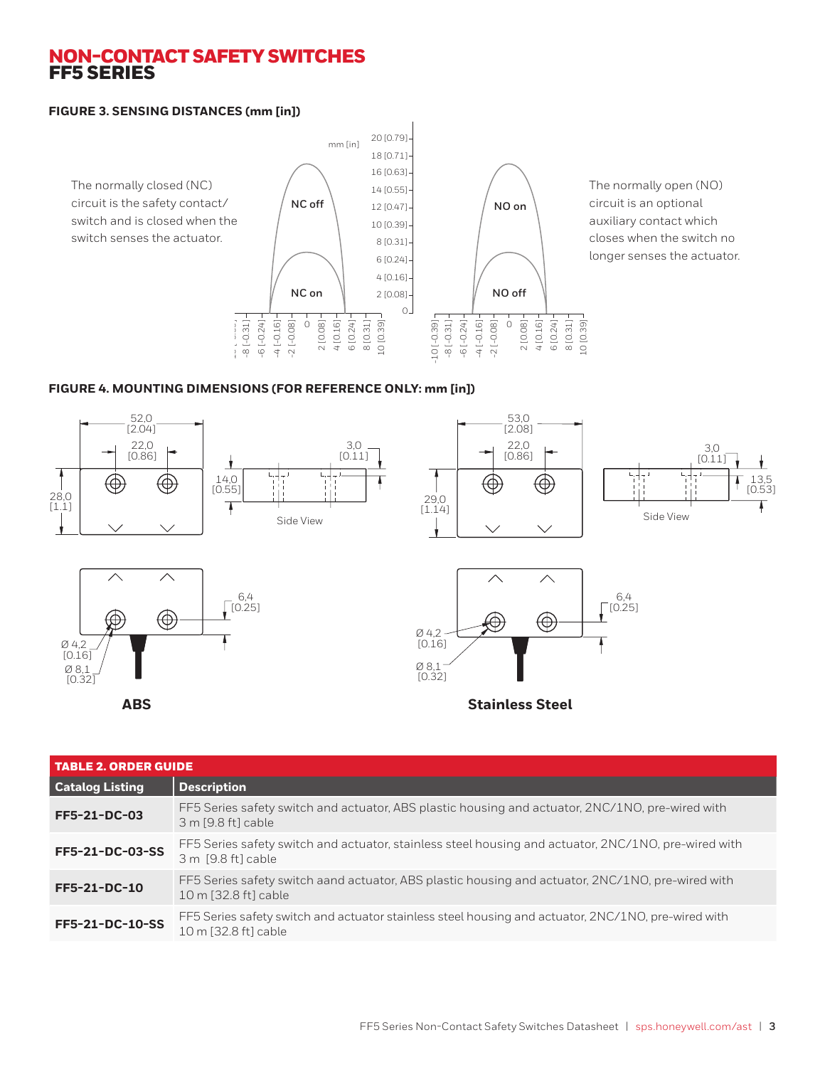# NON-CONTACT SAFETY SWITCHES
# FF5 SERIES

### FIGURE 3. SENSING DISTANCES (mm [in])

The normally closed (NC) circuit is the safety contact/ switch and is closed when the switch senses the actuator.

The normally open (NO) circuit is an optional auxiliary contact which closes when the switch no longer senses the actuator.

### FIGURE 4. MOUNTING DIMENSIONS (FOR REFERENCE ONLY: mm [in])

ABS

Stainless Steel

| TABLE 2. ORDER GUIDE | |
|---|---|
| **Catalog Listing** | **Description** |
| **FF5-21-DC-03** | FF5 Series safety switch and actuator, ABS plastic housing and actuator, 2NC/1NO, pre-wired with 3 m [9.8 ft] cable |
| **FF5-21-DC-03-SS** | FF5 Series safety switch and actuator, stainless steel housing and actuator, 2NC/1NO, pre-wired with 3 m [9.8 ft] cable |
| **FF5-21-DC-10** | FF5 Series safety switch aand actuator, ABS plastic housing and actuator, 2NC/1NO, pre-wired with 10 m [32.8 ft] cable |
| **FF5-21-DC-10-SS** | FF5 Series safety switch and actuator stainless steel housing and actuator, 2NC/1NO, pre-wired with 10 m [32.8 ft] cable |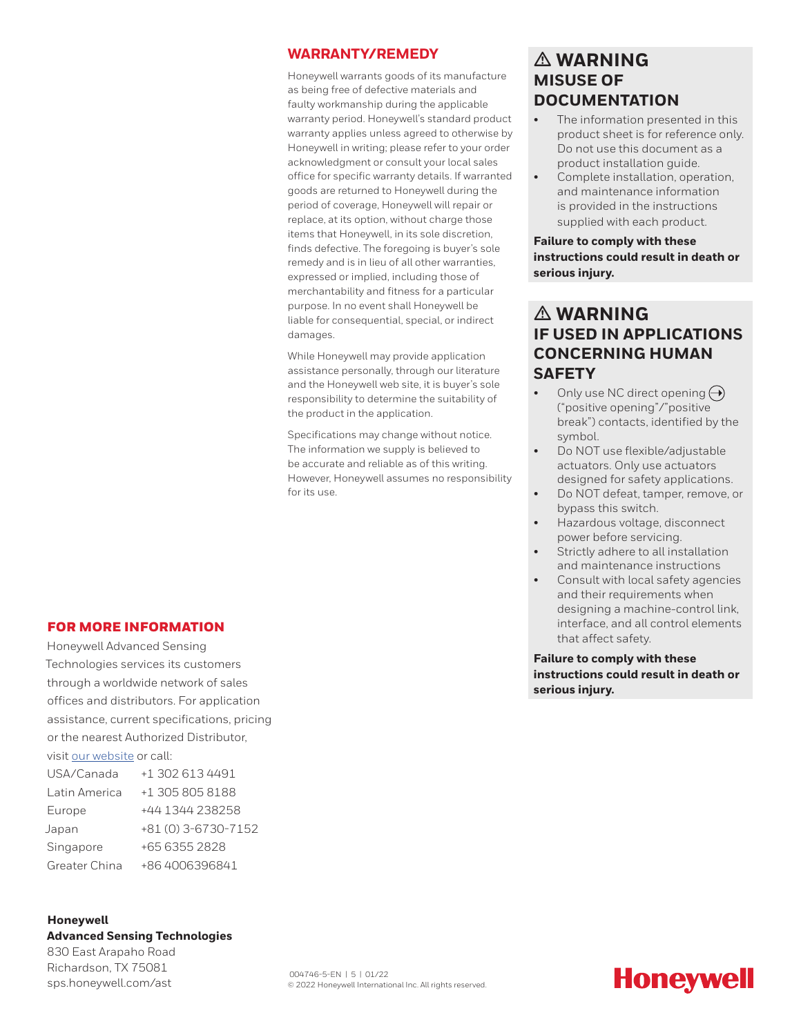## WARRANTY/REMEDY

Honeywell warrants goods of its manufacture as being free of defective materials and faulty workmanship during the applicable warranty period. Honeywell's standard product warranty applies unless agreed to otherwise by Honeywell in writing; please refer to your order acknowledgment or consult your local sales office for specific warranty details. If warranted goods are returned to Honeywell during the period of coverage, Honeywell will repair or replace, at its option, without charge those items that Honeywell, in its sole discretion, finds defective. The foregoing is buyer's sole remedy and is in lieu of all other warranties, expressed or implied, including those of merchantability and fitness for a particular purpose. In no event shall Honeywell be liable for consequential, special, or indirect damages.

While Honeywell may provide application assistance personally, through our literature and the Honeywell web site, it is buyer's sole responsibility to determine the suitability of the product in the application.

Specifications may change without notice. The information we supply is believed to be accurate and reliable as of this writing. However, Honeywell assumes no responsibility for its use.

## ⚠ WARNING MISUSE OF DOCUMENTATION

- The information presented in this product sheet is for reference only. Do not use this document as a product installation guide.
- Complete installation, operation, and maintenance information is provided in the instructions supplied with each product.

**Failure to comply with these instructions could result in death or serious injury.**

## ⚠ WARNING IF USED IN APPLICATIONS CONCERNING HUMAN SAFETY

- Only use NC direct opening ⊖ ("positive opening"/"positive break") contacts, identified by the symbol.
- Do NOT use flexible/adjustable actuators. Only use actuators designed for safety applications.
- Do NOT defeat, tamper, remove, or bypass this switch.
- Hazardous voltage, disconnect power before servicing.
- Strictly adhere to all installation and maintenance instructions
- Consult with local safety agencies and their requirements when designing a machine-control link, interface, and all control elements that affect safety.

**Failure to comply with these instructions could result in death or serious injury.**

## FOR MORE INFORMATION

Honeywell Advanced Sensing Technologies services its customers through a worldwide network of sales offices and distributors. For application assistance, current specifications, pricing or the nearest Authorized Distributor, visit our website or call:

| | |
|---|---|
| USA/Canada | +1 302 613 4491 |
| Latin America | +1 305 805 8188 |
| Europe | +44 1344 238258 |
| Japan | +81 (0) 3-6730-7152 |
| Singapore | +65 6355 2828 |
| Greater China | +86 4006396841 |

**Honeywell**
**Advanced Sensing Technologies**
830 East Arapaho Road
Richardson, TX 75081
sps.honeywell.com/ast

004746-5-EN | 5 | 01/22
© 2022 Honeywell International Inc. All rights reserved.

Honeywell